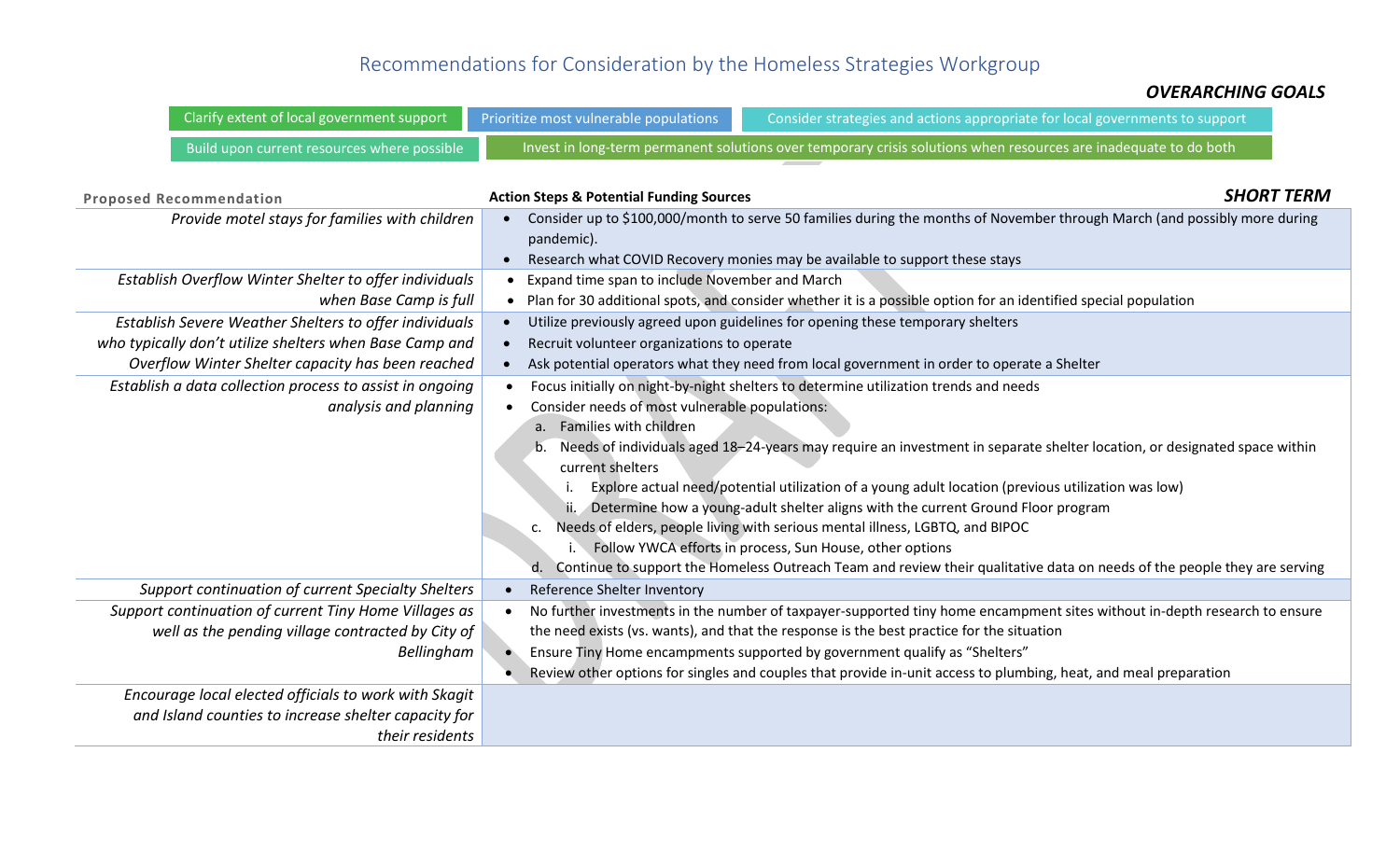# Recommendations for Consideration by the Homeless Strategies Workgroup

***OVERARCHING GOALS***

- Clarify extent of local government support
- Prioritize most vulnerable populations
- Consider strategies and actions appropriate for local governments to support
- Build upon current resources where possible
- Invest in long-term permanent solutions over temporary crisis solutions when resources are inadequate to do both

***SHORT TERM***

| Proposed Recommendation | Action Steps & Potential Funding Sources |
|---|---|
| *Provide motel stays for families with children* | • Consider up to $100,000/month to serve 50 families during the months of November through March (and possibly more during pandemic).<br>• Research what COVID Recovery monies may be available to support these stays |
| *Establish Overflow Winter Shelter to offer individuals when Base Camp is full* | • Expand time span to include November and March<br>• Plan for 30 additional spots, and consider whether it is a possible option for an identified special population |
| *Establish Severe Weather Shelters to offer individuals who typically don't utilize shelters when Base Camp and Overflow Winter Shelter capacity has been reached* | • Utilize previously agreed upon guidelines for opening these temporary shelters<br>• Recruit volunteer organizations to operate<br>• Ask potential operators what they need from local government in order to operate a Shelter |
| *Establish a data collection process to assist in ongoing analysis and planning* | • Focus initially on night-by-night shelters to determine utilization trends and needs<br>• Consider needs of most vulnerable populations:<br>a. Families with children<br>b. Needs of individuals aged 18–24-years may require an investment in separate shelter location, or designated space within current shelters<br>i. Explore actual need/potential utilization of a young adult location (previous utilization was low)<br>ii. Determine how a young-adult shelter aligns with the current Ground Floor program<br>c. Needs of elders, people living with serious mental illness, LGBTQ, and BIPOC<br>i. Follow YWCA efforts in process, Sun House, other options<br>d. Continue to support the Homeless Outreach Team and review their qualitative data on needs of the people they are serving |
| *Support continuation of current Specialty Shelters* | • Reference Shelter Inventory |
| *Support continuation of current Tiny Home Villages as well as the pending village contracted by City of Bellingham* | • No further investments in the number of taxpayer-supported tiny home encampment sites without in-depth research to ensure the need exists (vs. wants), and that the response is the best practice for the situation<br>• Ensure Tiny Home encampments supported by government qualify as "Shelters"<br>• Review other options for singles and couples that provide in-unit access to plumbing, heat, and meal preparation |
| *Encourage local elected officials to work with Skagit and Island counties to increase shelter capacity for their residents* | |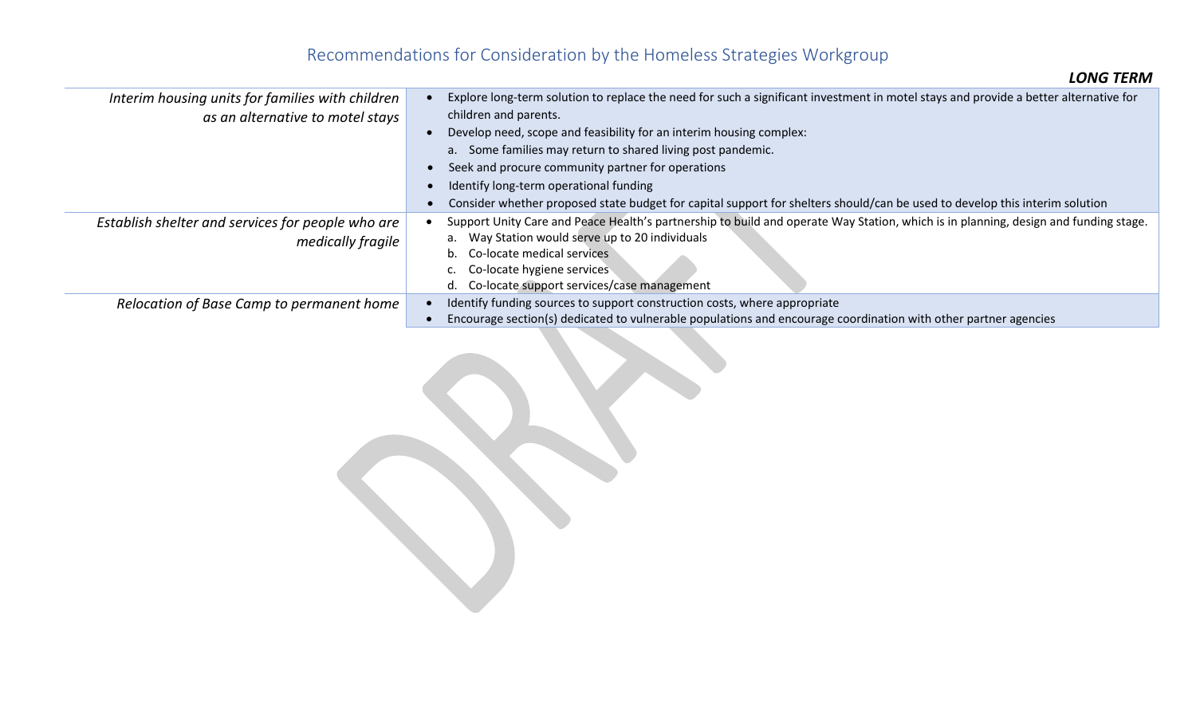# Recommendations for Consideration by the Homeless Strategies Workgroup

***LONG TERM***

| | |
|---|---|
| *Interim housing units for families with children as an alternative to motel stays* | • Explore long-term solution to replace the need for such a significant investment in motel stays and provide a better alternative for children and parents.<br>• Develop need, scope and feasibility for an interim housing complex:<br>  a. Some families may return to shared living post pandemic.<br>• Seek and procure community partner for operations<br>• Identify long-term operational funding<br>• Consider whether proposed state budget for capital support for shelters should/can be used to develop this interim solution |
| *Establish shelter and services for people who are medically fragile* | • Support Unity Care and Peace Health's partnership to build and operate Way Station, which is in planning, design and funding stage.<br>  a. Way Station would serve up to 20 individuals<br>  b. Co-locate medical services<br>  c. Co-locate hygiene services<br>  d. Co-locate support services/case management |
| *Relocation of Base Camp to permanent home* | • Identify funding sources to support construction costs, where appropriate<br>• Encourage section(s) dedicated to vulnerable populations and encourage coordination with other partner agencies |

DRAFT